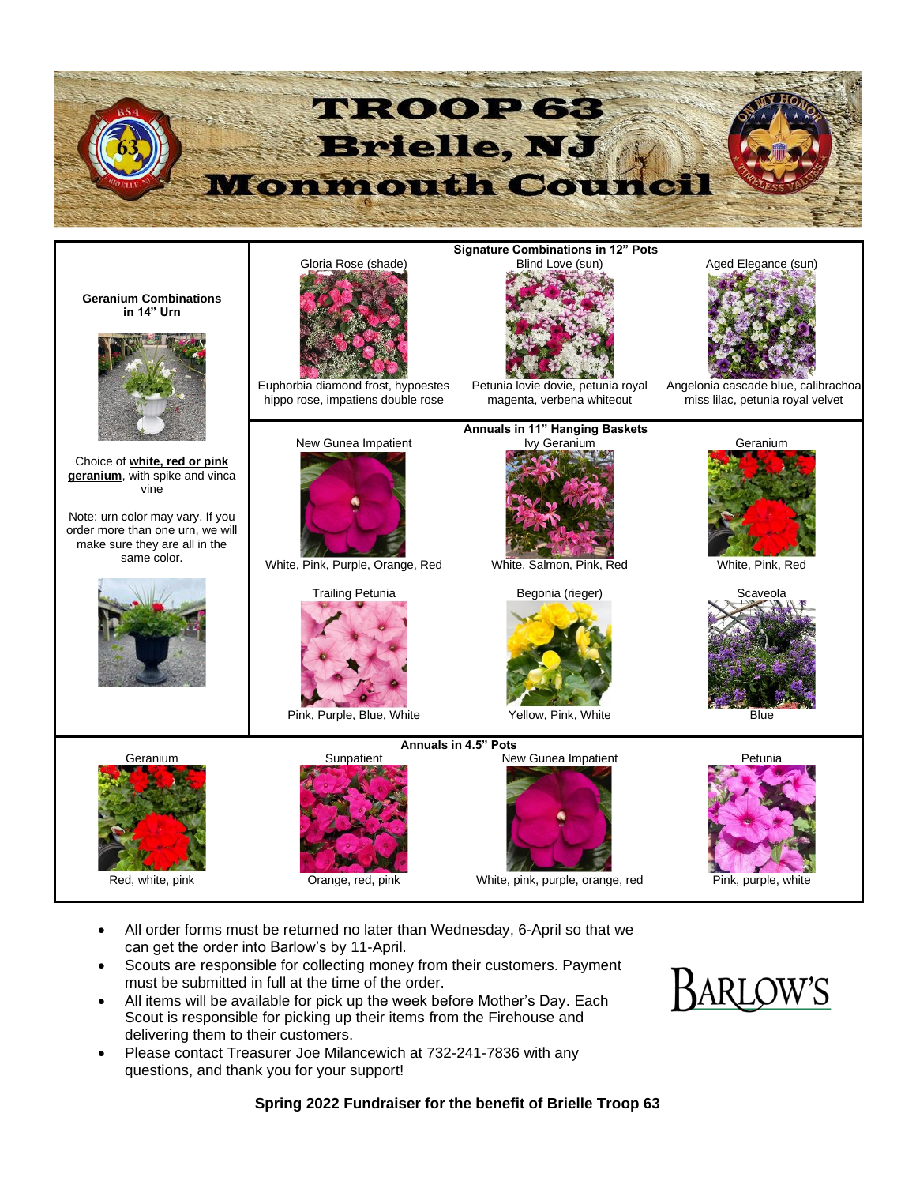# TROOP 63
# Brielle, NJ
# Monmouth Council

**Geranium Combinations in 14" Urn**

Choice of **white, red or pink geranium**, with spike and vinca vine

Note: urn color may vary. If you order more than one urn, we will make sure they are all in the same color.

**Signature Combinations in 12" Pots**

| Gloria Rose (shade) | Blind Love (sun) | Aged Elegance (sun) |
|---|---|---|
| Euphorbia diamond frost, hypoestes hippo rose, impatiens double rose | Petunia lovie dovie, petunia royal magenta, verbena whiteout | Angelonia cascade blue, calibrachoa miss lilac, petunia royal velvet |

**Annuals in 11" Hanging Baskets**

| New Gunea Impatient | Ivy Geranium | Geranium |
|---|---|---|
| White, Pink, Purple, Orange, Red | White, Salmon, Pink, Red | White, Pink, Red |
| **Trailing Petunia** | **Begonia (rieger)** | **Scaveola** |
| Pink, Purple, Blue, White | Yellow, Pink, White | Blue |

**Annuals in 4.5" Pots**

| Geranium | Sunpatient | New Gunea Impatient | Petunia |
|---|---|---|---|
| Red, white, pink | Orange, red, pink | White, pink, purple, orange, red | Pink, purple, white |

- All order forms must be returned no later than Wednesday, 6-April so that we can get the order into Barlow's by 11-April.
- Scouts are responsible for collecting money from their customers. Payment must be submitted in full at the time of the order.
- All items will be available for pick up the week before Mother's Day. Each Scout is responsible for picking up their items from the Firehouse and delivering them to their customers.
- Please contact Treasurer Joe Milancewich at 732-241-7836 with any questions, and thank you for your support!

BARLOW'S

**Spring 2022 Fundraiser for the benefit of Brielle Troop 63**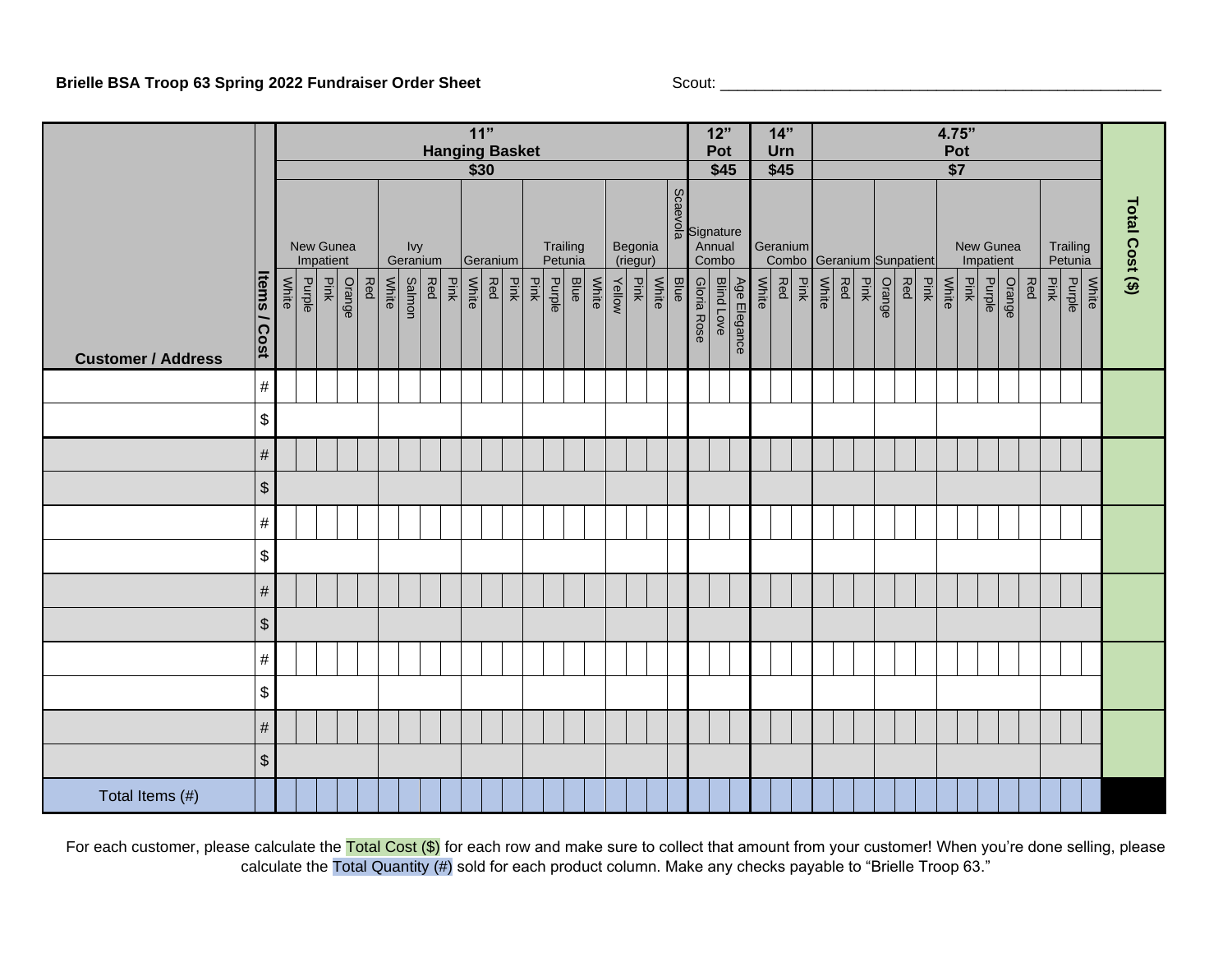**Brielle BSA Troop 63 Spring 2022 Fundraiser Order Sheet**

Scout: ____________________________________________________

| Customer / Address | Items / Cost | 11" Hanging Basket | | | | | | | | | | | | | | | | | | | | 12" Pot | | | 14" Urn | | | 4.75" Pot | | | | | | | | | | | | | | Total Cost ($) |
|---|---|---|---|---|---|---|---|---|---|---|---|---|---|---|---|---|---|---|---|---|---|---|---|---|---|---|---|---|---|---|---|---|---|---|---|---|---|---|---|---|---|---|
| | | $30 | | | | | | | | | | | | | | | | | | | | $45 | | | $45 | | | $7 | | | | | | | | | | | | | | |
| | | New Gunea Impatient | | | | | Ivy Geranium | | | | Geranium | | | Trailing Petunia | | | | Begonia (riegur) | | | Scaevola | Signature Annual Combo | | | Geranium Combo | | | Geranium | | | Sunpatient | | | New Gunea Impatient | | | | | Trailing Petunia | | | |
| | | White | Purple | Pink | Orange | Red | White | Salmon | Red | Pink | White | Red | Pink | Pink | Purple | Blue | White | Yellow | Pink | White | Blue | Gloria Rose | Blind Love | Age Elegance | White | Red | Pink | White | Red | Pink | Orange | Red | Pink | White | Pink | Purple | Orange | Red | Pink | Purple | White | |
| | # | | | | | | | | | | | | | | | | | | | | | | | | | | | | | | | | | | | | | | | | | |
| | $ | | | | | | | | | | | | | | | | | | | | | | | | | | | | | | | | | | | | | | | | | |
| | # | | | | | | | | | | | | | | | | | | | | | | | | | | | | | | | | | | | | | | | | | |
| | $ | | | | | | | | | | | | | | | | | | | | | | | | | | | | | | | | | | | | | | | | | |
| | # | | | | | | | | | | | | | | | | | | | | | | | | | | | | | | | | | | | | | | | | | |
| | $ | | | | | | | | | | | | | | | | | | | | | | | | | | | | | | | | | | | | | | | | | |
| | # | | | | | | | | | | | | | | | | | | | | | | | | | | | | | | | | | | | | | | | | | |
| | $ | | | | | | | | | | | | | | | | | | | | | | | | | | | | | | | | | | | | | | | | | |
| | # | | | | | | | | | | | | | | | | | | | | | | | | | | | | | | | | | | | | | | | | | |
| | $ | | | | | | | | | | | | | | | | | | | | | | | | | | | | | | | | | | | | | | | | | |
| | # | | | | | | | | | | | | | | | | | | | | | | | | | | | | | | | | | | | | | | | | | |
| | $ | | | | | | | | | | | | | | | | | | | | | | | | | | | | | | | | | | | | | | | | | |
| Total Items (#) | | | | | | | | | | | | | | | | | | | | | | | | | | | | | | | | | | | | | | | | | | |

For each customer, please calculate the Total Cost ($) for each row and make sure to collect that amount from your customer! When you're done selling, please calculate the Total Quantity (#) sold for each product column. Make any checks payable to "Brielle Troop 63."